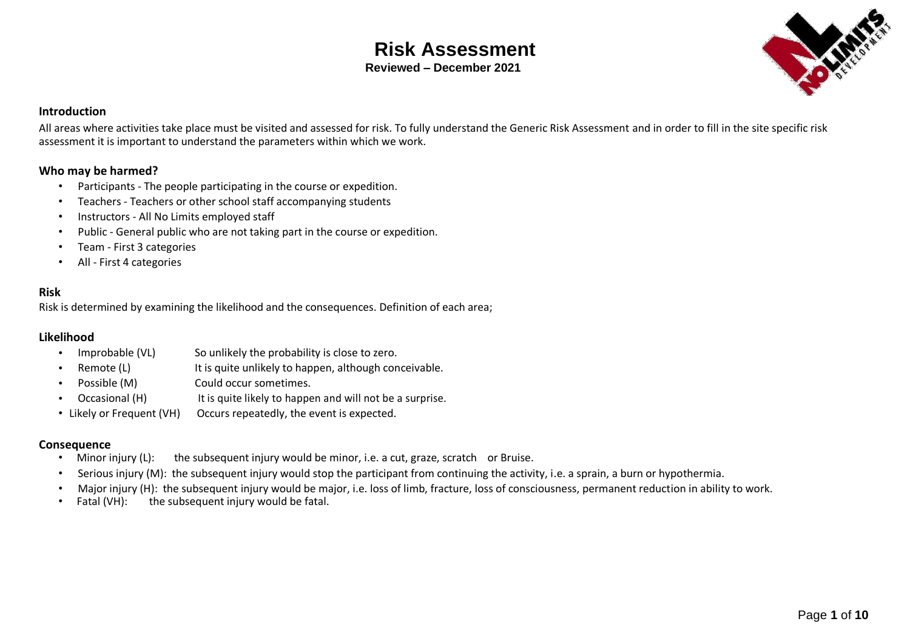# Risk Assessment

**Reviewed – December 2021**

## Introduction

All areas where activities take place must be visited and assessed for risk. To fully understand the Generic Risk Assessment and in order to fill in the site specific risk assessment it is important to understand the parameters within which we work.

## Who may be harmed?

- Participants - The people participating in the course or expedition.
- Teachers - Teachers or other school staff accompanying students
- Instructors - All No Limits employed staff
- Public - General public who are not taking part in the course or expedition.
- Team - First 3 categories
- All - First 4 categories

## Risk

Risk is determined by examining the likelihood and the consequences. Definition of each area;

## Likelihood

- Improbable (VL) So unlikely the probability is close to zero.
- Remote (L) It is quite unlikely to happen, although conceivable.
- Possible (M) Could occur sometimes.
- Occasional (H) It is quite likely to happen and will not be a surprise.
- Likely or Frequent (VH) Occurs repeatedly, the event is expected.

## Consequence

- Minor injury (L): the subsequent injury would be minor, i.e. a cut, graze, scratch or Bruise.
- Serious injury (M): the subsequent injury would stop the participant from continuing the activity, i.e. a sprain, a burn or hypothermia.
- Major injury (H): the subsequent injury would be major, i.e. loss of limb, fracture, loss of consciousness, permanent reduction in ability to work.
- Fatal (VH): the subsequent injury would be fatal.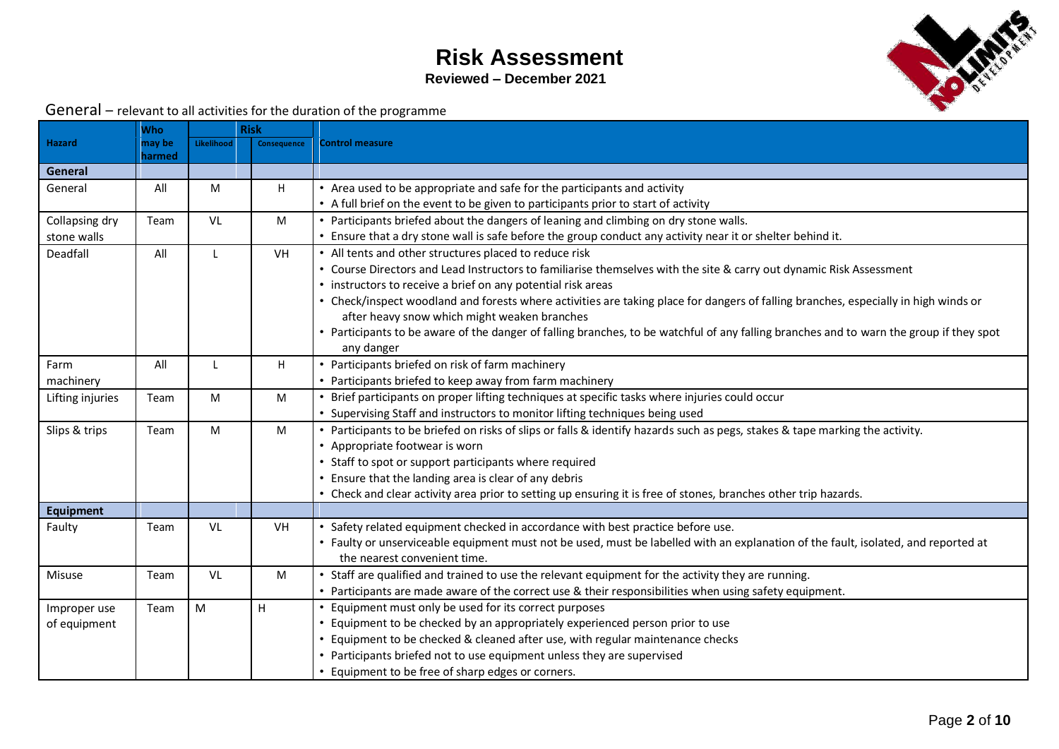# Risk Assessment

**Reviewed – December 2021**

General – relevant to all activities for the duration of the programme

| Hazard | Who may be harmed | Risk | | Control measure |
|---|---|---|---|---|
| | | Likelihood | Consequence | |
| **General** | | | | |
| General | All | M | H | • Area used to be appropriate and safe for the participants and activity<br>• A full brief on the event to be given to participants prior to start of activity |
| Collapsing dry stone walls | Team | VL | M | • Participants briefed about the dangers of leaning and climbing on dry stone walls.<br>• Ensure that a dry stone wall is safe before the group conduct any activity near it or shelter behind it. |
| Deadfall | All | L | VH | • All tents and other structures placed to reduce risk<br>• Course Directors and Lead Instructors to familiarise themselves with the site & carry out dynamic Risk Assessment<br>• instructors to receive a brief on any potential risk areas<br>• Check/inspect woodland and forests where activities are taking place for dangers of falling branches, especially in high winds or after heavy snow which might weaken branches<br>• Participants to be aware of the danger of falling branches, to be watchful of any falling branches and to warn the group if they spot any danger |
| Farm machinery | All | L | H | • Participants briefed on risk of farm machinery<br>• Participants briefed to keep away from farm machinery |
| Lifting injuries | Team | M | M | • Brief participants on proper lifting techniques at specific tasks where injuries could occur<br>• Supervising Staff and instructors to monitor lifting techniques being used |
| Slips & trips | Team | M | M | • Participants to be briefed on risks of slips or falls & identify hazards such as pegs, stakes & tape marking the activity.<br>• Appropriate footwear is worn<br>• Staff to spot or support participants where required<br>• Ensure that the landing area is clear of any debris<br>• Check and clear activity area prior to setting up ensuring it is free of stones, branches other trip hazards. |
| **Equipment** | | | | |
| Faulty | Team | VL | VH | • Safety related equipment checked in accordance with best practice before use.<br>• Faulty or unserviceable equipment must not be used, must be labelled with an explanation of the fault, isolated, and reported at the nearest convenient time. |
| Misuse | Team | VL | M | • Staff are qualified and trained to use the relevant equipment for the activity they are running.<br>• Participants are made aware of the correct use & their responsibilities when using safety equipment. |
| Improper use of equipment | Team | M | H | • Equipment must only be used for its correct purposes<br>• Equipment to be checked by an appropriately experienced person prior to use<br>• Equipment to be checked & cleaned after use, with regular maintenance checks<br>• Participants briefed not to use equipment unless they are supervised<br>• Equipment to be free of sharp edges or corners. |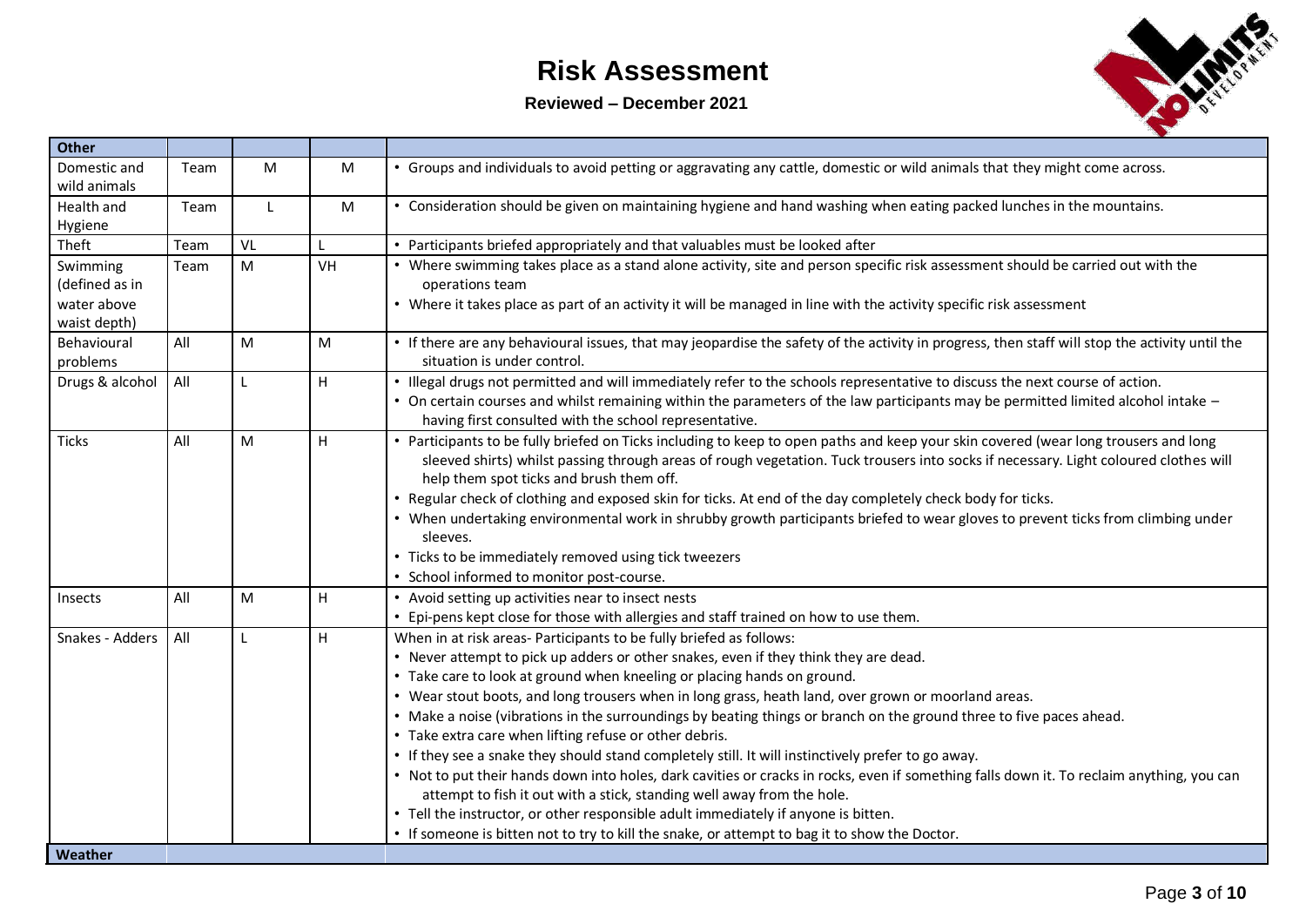# Risk Assessment

**Reviewed – December 2021**

| **Other** | | | | |
|---|---|---|---|---|
| Domestic and wild animals | Team | M | M | • Groups and individuals to avoid petting or aggravating any cattle, domestic or wild animals that they might come across. |
| Health and Hygiene | Team | L | M | • Consideration should be given on maintaining hygiene and hand washing when eating packed lunches in the mountains. |
| Theft | Team | VL | L | • Participants briefed appropriately and that valuables must be looked after |
| Swimming (defined as in water above waist depth) | Team | M | VH | • Where swimming takes place as a stand alone activity, site and person specific risk assessment should be carried out with the operations team<br>• Where it takes place as part of an activity it will be managed in line with the activity specific risk assessment |
| Behavioural problems | All | M | M | • If there are any behavioural issues, that may jeopardise the safety of the activity in progress, then staff will stop the activity until the situation is under control. |
| Drugs & alcohol | All | L | H | • Illegal drugs not permitted and will immediately refer to the schools representative to discuss the next course of action.<br>• On certain courses and whilst remaining within the parameters of the law participants may be permitted limited alcohol intake – having first consulted with the school representative. |
| Ticks | All | M | H | • Participants to be fully briefed on Ticks including to keep to open paths and keep your skin covered (wear long trousers and long sleeved shirts) whilst passing through areas of rough vegetation. Tuck trousers into socks if necessary. Light coloured clothes will help them spot ticks and brush them off.<br>• Regular check of clothing and exposed skin for ticks. At end of the day completely check body for ticks.<br>• When undertaking environmental work in shrubby growth participants briefed to wear gloves to prevent ticks from climbing under sleeves.<br>• Ticks to be immediately removed using tick tweezers<br>• School informed to monitor post-course. |
| Insects | All | M | H | • Avoid setting up activities near to insect nests<br>• Epi-pens kept close for those with allergies and staff trained on how to use them. |
| Snakes - Adders | All | L | H | When in at risk areas- Participants to be fully briefed as follows:<br>• Never attempt to pick up adders or other snakes, even if they think they are dead.<br>• Take care to look at ground when kneeling or placing hands on ground.<br>• Wear stout boots, and long trousers when in long grass, heath land, over grown or moorland areas.<br>• Make a noise (vibrations in the surroundings by beating things or branch on the ground three to five paces ahead.<br>• Take extra care when lifting refuse or other debris.<br>• If they see a snake they should stand completely still. It will instinctively prefer to go away.<br>• Not to put their hands down into holes, dark cavities or cracks in rocks, even if something falls down it. To reclaim anything, you can attempt to fish it out with a stick, standing well away from the hole.<br>• Tell the instructor, or other responsible adult immediately if anyone is bitten.<br>• If someone is bitten not to try to kill the snake, or attempt to bag it to show the Doctor. |
| **Weather** | | | | |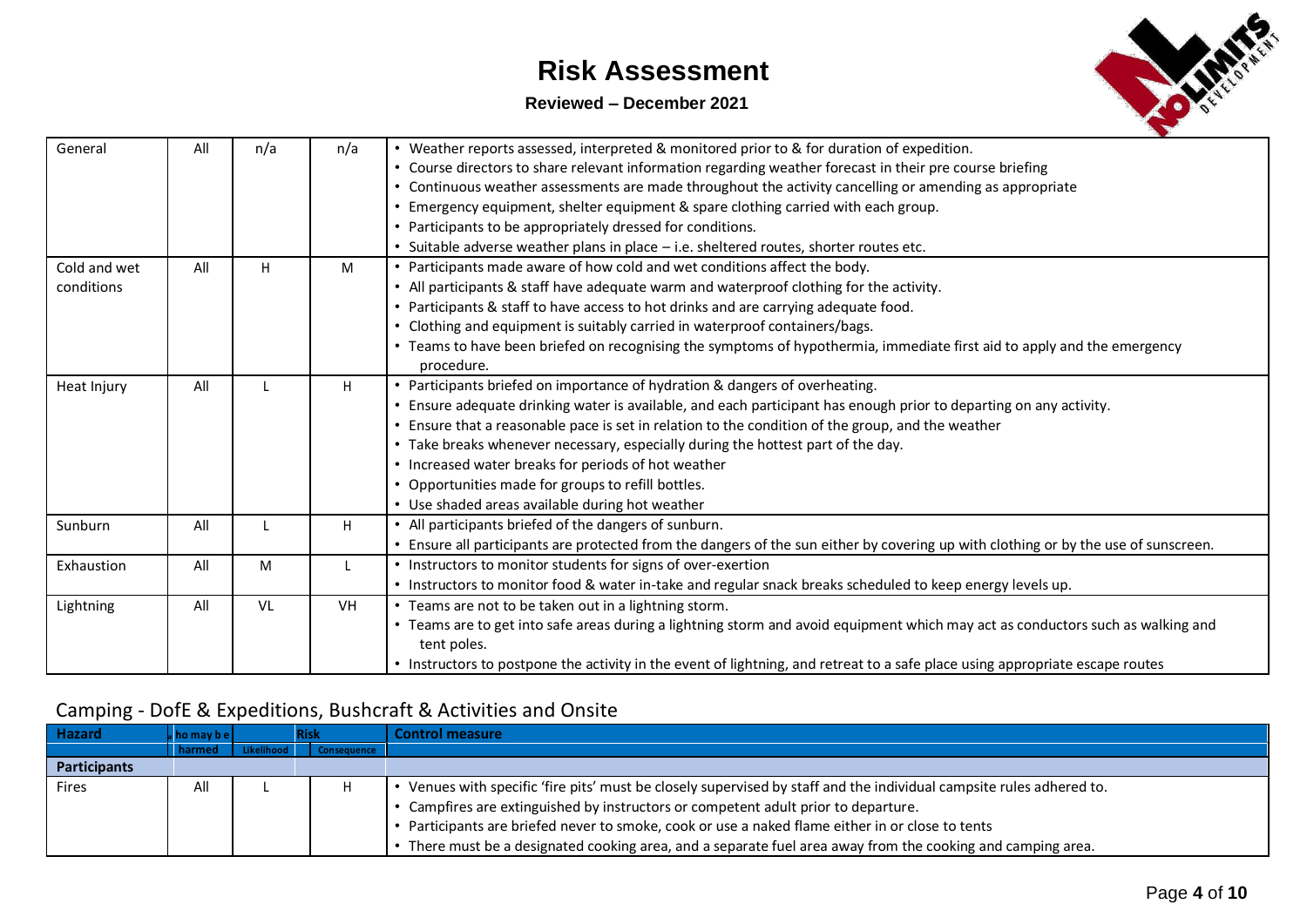# Risk Assessment

**Reviewed – December 2021**

| | | | | |
|---|---|---|---|---|
| General | All | n/a | n/a | • Weather reports assessed, interpreted & monitored prior to & for duration of expedition.<br>• Course directors to share relevant information regarding weather forecast in their pre course briefing<br>• Continuous weather assessments are made throughout the activity cancelling or amending as appropriate<br>• Emergency equipment, shelter equipment & spare clothing carried with each group.<br>• Participants to be appropriately dressed for conditions.<br>• Suitable adverse weather plans in place – i.e. sheltered routes, shorter routes etc. |
| Cold and wet conditions | All | H | M | • Participants made aware of how cold and wet conditions affect the body.<br>• All participants & staff have adequate warm and waterproof clothing for the activity.<br>• Participants & staff to have access to hot drinks and are carrying adequate food.<br>• Clothing and equipment is suitably carried in waterproof containers/bags.<br>• Teams to have been briefed on recognising the symptoms of hypothermia, immediate first aid to apply and the emergency procedure. |
| Heat Injury | All | L | H | • Participants briefed on importance of hydration & dangers of overheating.<br>• Ensure adequate drinking water is available, and each participant has enough prior to departing on any activity.<br>• Ensure that a reasonable pace is set in relation to the condition of the group, and the weather<br>• Take breaks whenever necessary, especially during the hottest part of the day.<br>• Increased water breaks for periods of hot weather<br>• Opportunities made for groups to refill bottles.<br>• Use shaded areas available during hot weather |
| Sunburn | All | L | H | • All participants briefed of the dangers of sunburn.<br>• Ensure all participants are protected from the dangers of the sun either by covering up with clothing or by the use of sunscreen. |
| Exhaustion | All | M | L | • Instructors to monitor students for signs of over-exertion<br>• Instructors to monitor food & water in-take and regular snack breaks scheduled to keep energy levels up. |
| Lightning | All | VL | VH | • Teams are not to be taken out in a lightning storm.<br>• Teams are to get into safe areas during a lightning storm and avoid equipment which may act as conductors such as walking and tent poles.<br>• Instructors to postpone the activity in the event of lightning, and retreat to a safe place using appropriate escape routes |

## Camping - DofE & Expeditions, Bushcraft & Activities and Onsite

| Hazard | Who may be harmed | Risk | | Control measure |
|---|---|---|---|---|
| | | Likelihood | Consequence | |
| **Participants** | | | | |
| Fires | All | L | H | • Venues with specific 'fire pits' must be closely supervised by staff and the individual campsite rules adhered to.<br>• Campfires are extinguished by instructors or competent adult prior to departure.<br>• Participants are briefed never to smoke, cook or use a naked flame either in or close to tents<br>• There must be a designated cooking area, and a separate fuel area away from the cooking and camping area. |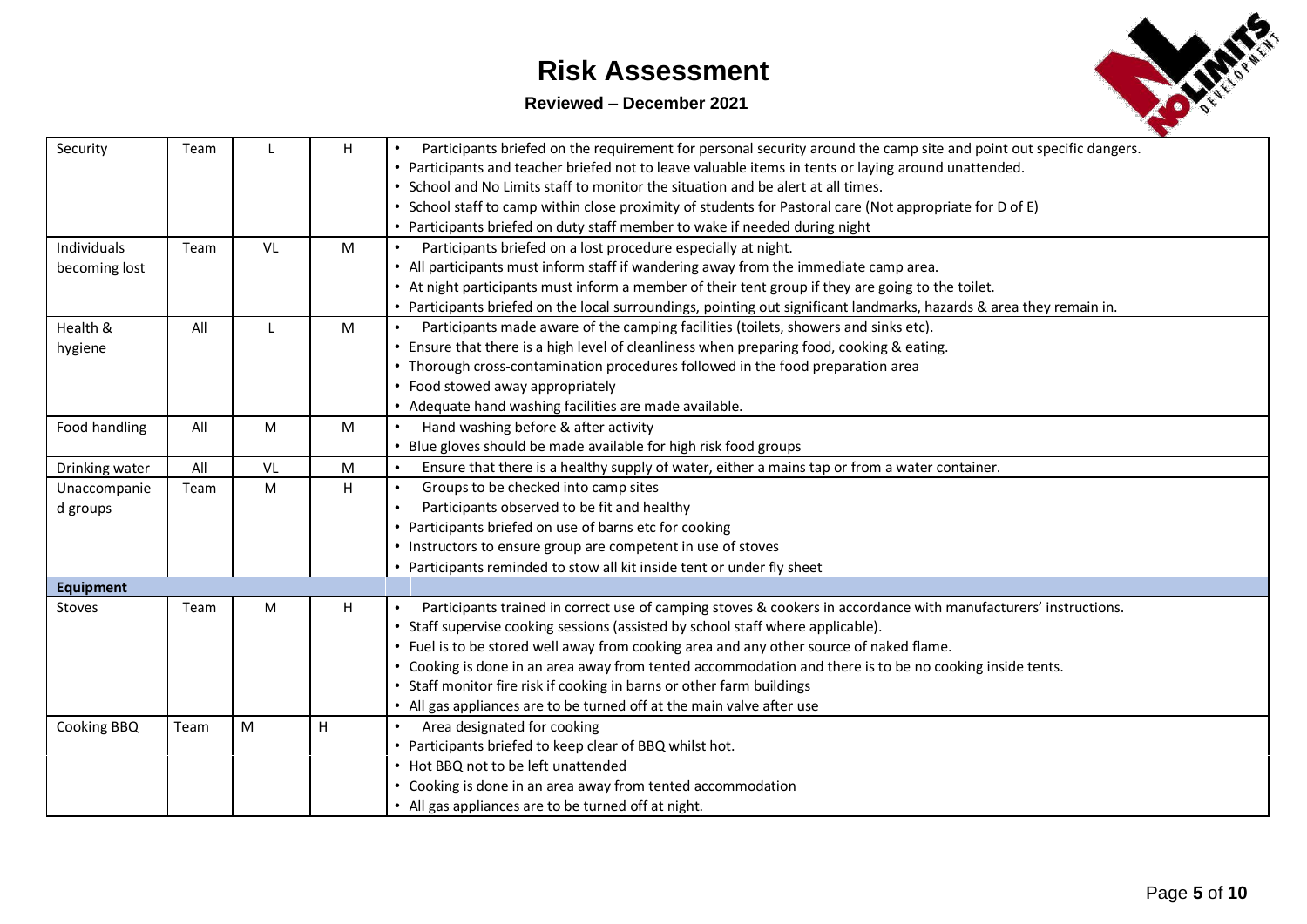# Risk Assessment

**Reviewed – December 2021**

| | | | | |
|---|---|---|---|---|
| Security | Team | L | H | • Participants briefed on the requirement for personal security around the camp site and point out specific dangers.<br>• Participants and teacher briefed not to leave valuable items in tents or laying around unattended.<br>• School and No Limits staff to monitor the situation and be alert at all times.<br>• School staff to camp within close proximity of students for Pastoral care (Not appropriate for D of E)<br>• Participants briefed on duty staff member to wake if needed during night |
| Individuals becoming lost | Team | VL | M | • Participants briefed on a lost procedure especially at night.<br>• All participants must inform staff if wandering away from the immediate camp area.<br>• At night participants must inform a member of their tent group if they are going to the toilet.<br>• Participants briefed on the local surroundings, pointing out significant landmarks, hazards & area they remain in. |
| Health & hygiene | All | L | M | • Participants made aware of the camping facilities (toilets, showers and sinks etc).<br>• Ensure that there is a high level of cleanliness when preparing food, cooking & eating.<br>• Thorough cross-contamination procedures followed in the food preparation area<br>• Food stowed away appropriately<br>• Adequate hand washing facilities are made available. |
| Food handling | All | M | M | • Hand washing before & after activity<br>• Blue gloves should be made available for high risk food groups |
| Drinking water | All | VL | M | • Ensure that there is a healthy supply of water, either a mains tap or from a water container. |
| Unaccompanied groups | Team | M | H | • Groups to be checked into camp sites<br>• Participants observed to be fit and healthy<br>• Participants briefed on use of barns etc for cooking<br>• Instructors to ensure group are competent in use of stoves<br>• Participants reminded to stow all kit inside tent or under fly sheet |
| **Equipment** | | | | |
| Stoves | Team | M | H | • Participants trained in correct use of camping stoves & cookers in accordance with manufacturers' instructions.<br>• Staff supervise cooking sessions (assisted by school staff where applicable).<br>• Fuel is to be stored well away from cooking area and any other source of naked flame.<br>• Cooking is done in an area away from tented accommodation and there is to be no cooking inside tents.<br>• Staff monitor fire risk if cooking in barns or other farm buildings<br>• All gas appliances are to be turned off at the main valve after use |
| Cooking BBQ | Team | M | H | • Area designated for cooking<br>• Participants briefed to keep clear of BBQ whilst hot.<br>• Hot BBQ not to be left unattended<br>• Cooking is done in an area away from tented accommodation<br>• All gas appliances are to be turned off at night. |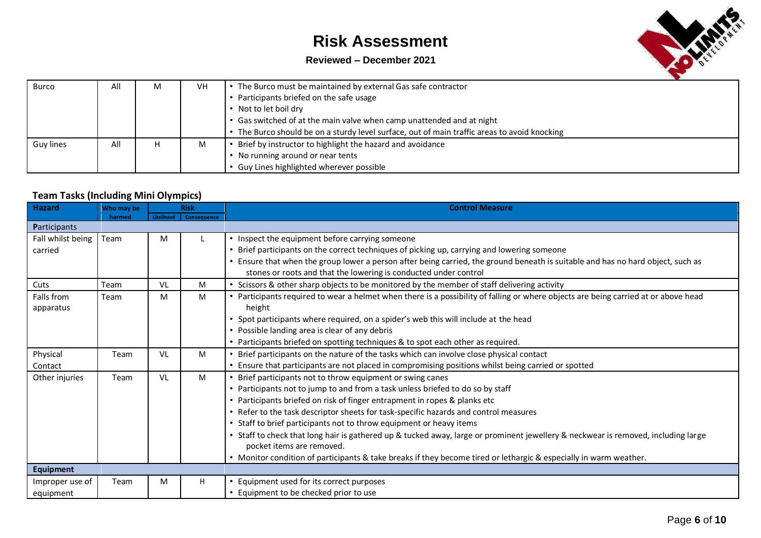# Risk Assessment

**Reviewed – December 2021**

| | | | | |
|---|---|---|---|---|
| Burco | All | M | VH | • The Burco must be maintained by external Gas safe contractor<br>• Participants briefed on the safe usage<br>• Not to let boil dry<br>• Gas switched of at the main valve when camp unattended and at night<br>• The Burco should be on a sturdy level surface, out of main traffic areas to avoid knocking |
| Guy lines | All | H | M | • Brief by instructor to highlight the hazard and avoidance<br>• No running around or near tents<br>• Guy Lines highlighted wherever possible |

### Team Tasks (Including Mini Olympics)

| Hazard | Who may be harmed | Risk | | Control Measure |
|---|---|---|---|---|
| | | Likelihood | Consequence | |
| **Participants** | | | | |
| Fall whilst being carried | Team | M | L | • Inspect the equipment before carrying someone<br>• Brief participants on the correct techniques of picking up, carrying and lowering someone<br>• Ensure that when the group lower a person after being carried, the ground beneath is suitable and has no hard object, such as stones or roots and that the lowering is conducted under control |
| Cuts | Team | VL | M | • Scissors & other sharp objects to be monitored by the member of staff delivering activity |
| Falls from apparatus | Team | M | M | • Participants required to wear a helmet when there is a possibility of falling or where objects are being carried at or above head height<br>• Spot participants where required, on a spider's web this will include at the head<br>• Possible landing area is clear of any debris<br>• Participants briefed on spotting techniques & to spot each other as required. |
| Physical Contact | Team | VL | M | • Brief participants on the nature of the tasks which can involve close physical contact<br>• Ensure that participants are not placed in compromising positions whilst being carried or spotted |
| Other injuries | Team | VL | M | • Brief participants not to throw equipment or swing canes<br>• Participants not to jump to and from a task unless briefed to do so by staff<br>• Participants briefed on risk of finger entrapment in ropes & planks etc<br>• Refer to the task descriptor sheets for task-specific hazards and control measures<br>• Staff to brief participants not to throw equipment or heavy items<br>• Staff to check that long hair is gathered up & tucked away, large or prominent jewellery & neckwear is removed, including large pocket items are removed.<br>• Monitor condition of participants & take breaks if they become tired or lethargic & especially in warm weather. |
| **Equipment** | | | | |
| Improper use of equipment | Team | M | H | • Equipment used for its correct purposes<br>• Equipment to be checked prior to use |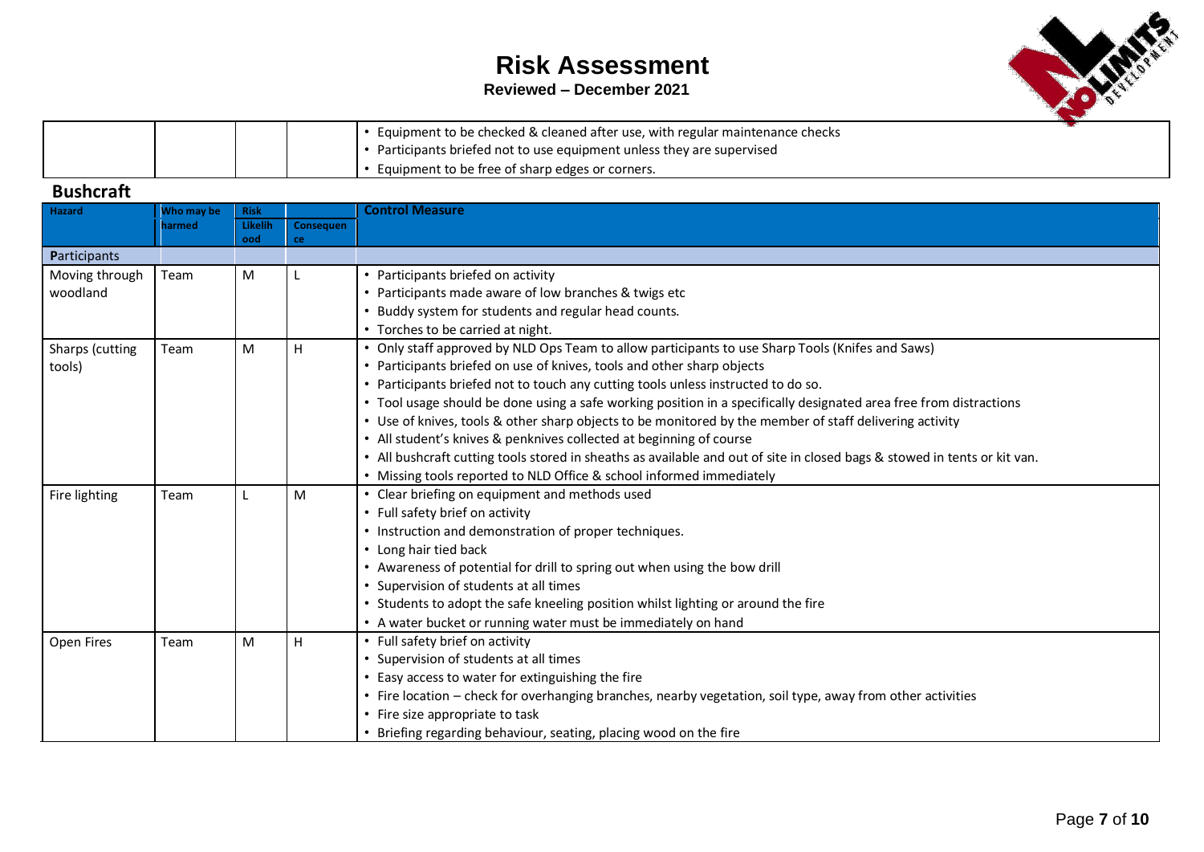# Risk Assessment

**Reviewed – December 2021**

| | | | | |
|---|---|---|---|---|
| | | | | • Equipment to be checked & cleaned after use, with regular maintenance checks<br>• Participants briefed not to use equipment unless they are supervised<br>• Equipment to be free of sharp edges or corners. |

## Bushcraft

| Hazard | Who may be harmed | Risk Likelihood | Consequence | Control Measure |
|---|---|---|---|---|
| Participants | | | | |
| Moving through woodland | Team | M | L | • Participants briefed on activity<br>• Participants made aware of low branches & twigs etc<br>• Buddy system for students and regular head counts.<br>• Torches to be carried at night. |
| Sharps (cutting tools) | Team | M | H | • Only staff approved by NLD Ops Team to allow participants to use Sharp Tools (Knifes and Saws)<br>• Participants briefed on use of knives, tools and other sharp objects<br>• Participants briefed not to touch any cutting tools unless instructed to do so.<br>• Tool usage should be done using a safe working position in a specifically designated area free from distractions<br>• Use of knives, tools & other sharp objects to be monitored by the member of staff delivering activity<br>• All student's knives & penknives collected at beginning of course<br>• All bushcraft cutting tools stored in sheaths as available and out of site in closed bags & stowed in tents or kit van.<br>• Missing tools reported to NLD Office & school informed immediately |
| Fire lighting | Team | L | M | • Clear briefing on equipment and methods used<br>• Full safety brief on activity<br>• Instruction and demonstration of proper techniques.<br>• Long hair tied back<br>• Awareness of potential for drill to spring out when using the bow drill<br>• Supervision of students at all times<br>• Students to adopt the safe kneeling position whilst lighting or around the fire<br>• A water bucket or running water must be immediately on hand |
| Open Fires | Team | M | H | • Full safety brief on activity<br>• Supervision of students at all times<br>• Easy access to water for extinguishing the fire<br>• Fire location – check for overhanging branches, nearby vegetation, soil type, away from other activities<br>• Fire size appropriate to task<br>• Briefing regarding behaviour, seating, placing wood on the fire |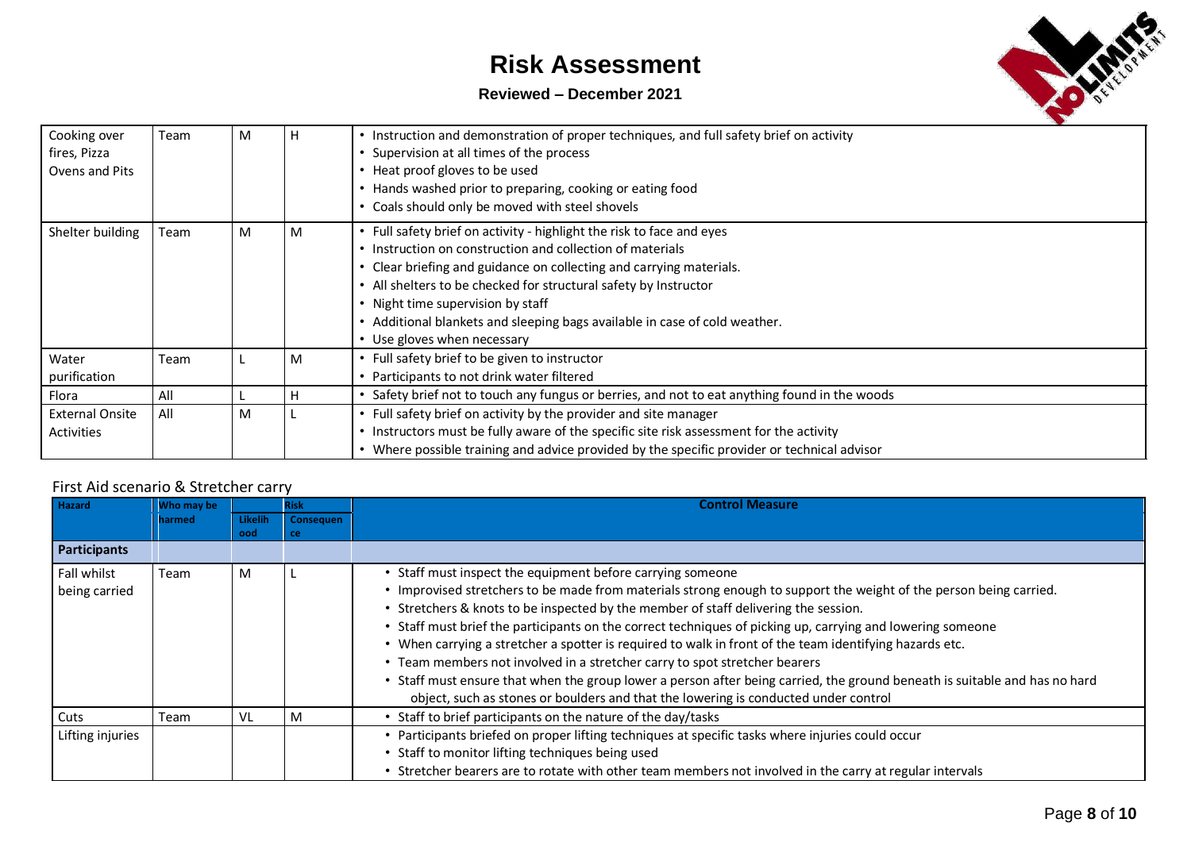# Risk Assessment

**Reviewed – December 2021**

| | | | | |
|---|---|---|---|---|
| Cooking over fires, Pizza Ovens and Pits | Team | M | H | • Instruction and demonstration of proper techniques, and full safety brief on activity<br>• Supervision at all times of the process<br>• Heat proof gloves to be used<br>• Hands washed prior to preparing, cooking or eating food<br>• Coals should only be moved with steel shovels |
| Shelter building | Team | M | M | • Full safety brief on activity - highlight the risk to face and eyes<br>• Instruction on construction and collection of materials<br>• Clear briefing and guidance on collecting and carrying materials.<br>• All shelters to be checked for structural safety by Instructor<br>• Night time supervision by staff<br>• Additional blankets and sleeping bags available in case of cold weather.<br>• Use gloves when necessary |
| Water purification | Team | L | M | • Full safety brief to be given to instructor<br>• Participants to not drink water filtered |
| Flora | All | L | H | • Safety brief not to touch any fungus or berries, and not to eat anything found in the woods |
| External Onsite Activities | All | M | L | • Full safety brief on activity by the provider and site manager<br>• Instructors must be fully aware of the specific site risk assessment for the activity<br>• Where possible training and advice provided by the specific provider or technical advisor |

First Aid scenario & Stretcher carry

| Hazard | Who may be harmed | Risk | | Control Measure |
|---|---|---|---|---|
| | | Likelihood | Consequence | |
| **Participants** | | | | |
| Fall whilst being carried | Team | M | L | • Staff must inspect the equipment before carrying someone<br>• Improvised stretchers to be made from materials strong enough to support the weight of the person being carried.<br>• Stretchers & knots to be inspected by the member of staff delivering the session.<br>• Staff must brief the participants on the correct techniques of picking up, carrying and lowering someone<br>• When carrying a stretcher a spotter is required to walk in front of the team identifying hazards etc.<br>• Team members not involved in a stretcher carry to spot stretcher bearers<br>• Staff must ensure that when the group lower a person after being carried, the ground beneath is suitable and has no hard object, such as stones or boulders and that the lowering is conducted under control |
| Cuts | Team | VL | M | • Staff to brief participants on the nature of the day/tasks |
| Lifting injuries | | | | • Participants briefed on proper lifting techniques at specific tasks where injuries could occur<br>• Staff to monitor lifting techniques being used<br>• Stretcher bearers are to rotate with other team members not involved in the carry at regular intervals |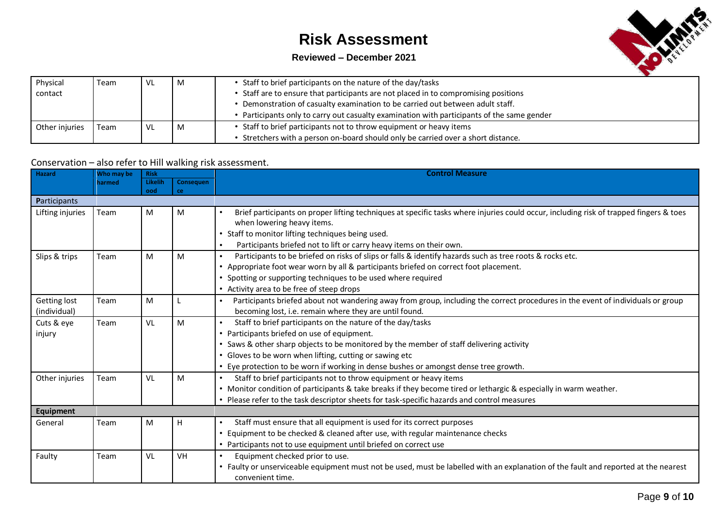| | | | | |
|---|---|---|---|---|
| Physical contact | Team | VL | M | • Staff to brief participants on the nature of the day/tasks<br>• Staff are to ensure that participants are not placed in to compromising positions<br>• Demonstration of casualty examination to be carried out between adult staff.<br>• Participants only to carry out casualty examination with participants of the same gender |
| Other injuries | Team | VL | M | • Staff to brief participants not to throw equipment or heavy items<br>• Stretchers with a person on-board should only be carried over a short distance. |

Conservation – also refer to Hill walking risk assessment.

| Hazard | Who may be harmed | Risk | | Control Measure |
|---|---|---|---|---|
| | | Likelihood | Consequence | |
| **P**articipants | | | | |
| Lifting injuries | Team | M | M | • Brief participants on proper lifting techniques at specific tasks where injuries could occur, including risk of trapped fingers & toes when lowering heavy items.<br>• Staff to monitor lifting techniques being used.<br>• Participants briefed not to lift or carry heavy items on their own. |
| Slips & trips | Team | M | M | • Participants to be briefed on risks of slips or falls & identify hazards such as tree roots & rocks etc.<br>• Appropriate foot wear worn by all & participants briefed on correct foot placement.<br>• Spotting or supporting techniques to be used where required<br>• Activity area to be free of steep drops |
| Getting lost (individual) | Team | M | L | • Participants briefed about not wandering away from group, including the correct procedures in the event of individuals or group becoming lost, i.e. remain where they are until found. |
| Cuts & eye injury | Team | VL | M | • Staff to brief participants on the nature of the day/tasks<br>• Participants briefed on use of equipment.<br>• Saws & other sharp objects to be monitored by the member of staff delivering activity<br>• Gloves to be worn when lifting, cutting or sawing etc<br>• Eye protection to be worn if working in dense bushes or amongst dense tree growth. |
| Other injuries | Team | VL | M | • Staff to brief participants not to throw equipment or heavy items<br>• Monitor condition of participants & take breaks if they become tired or lethargic & especially in warm weather.<br>• Please refer to the task descriptor sheets for task-specific hazards and control measures |
| **Equipment** | | | | |
| General | Team | M | H | • Staff must ensure that all equipment is used for its correct purposes<br>• Equipment to be checked & cleaned after use, with regular maintenance checks<br>• Participants not to use equipment until briefed on correct use |
| Faulty | Team | VL | VH | • Equipment checked prior to use.<br>• Faulty or unserviceable equipment must not be used, must be labelled with an explanation of the fault and reported at the nearest convenient time. |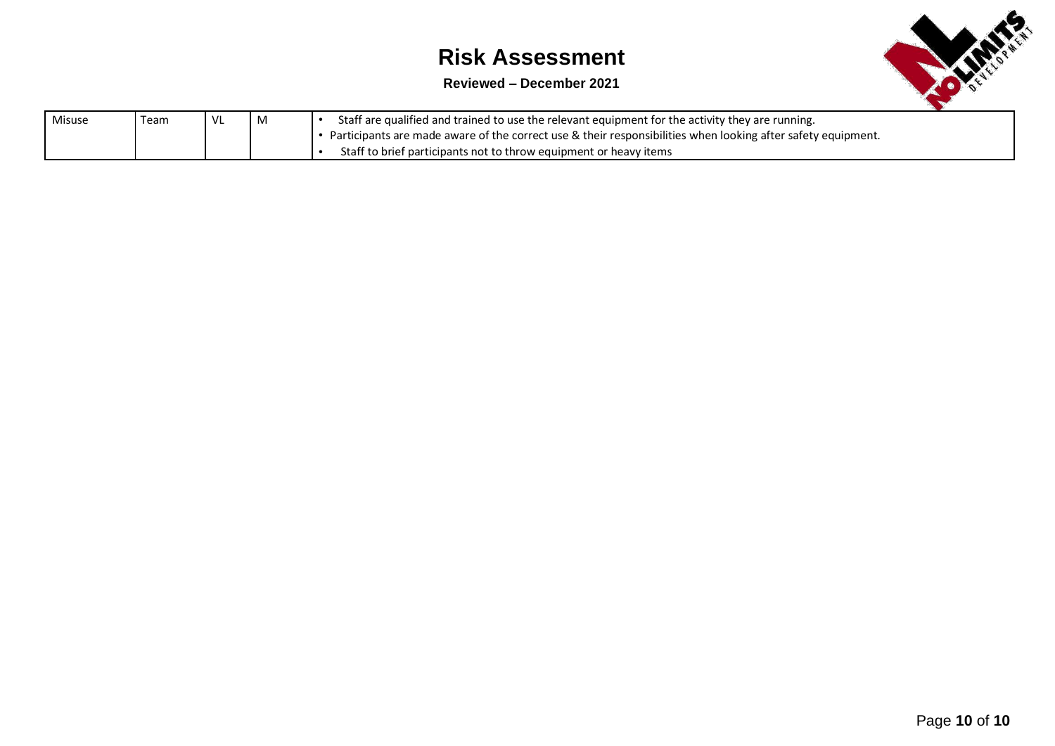# Risk Assessment

**Reviewed – December 2021**

| | | | | |
|---|---|---|---|---|
| Misuse | Team | VL | M | • Staff are qualified and trained to use the relevant equipment for the activity they are running.<br>• Participants are made aware of the correct use & their responsibilities when looking after safety equipment.<br>• Staff to brief participants not to throw equipment or heavy items |